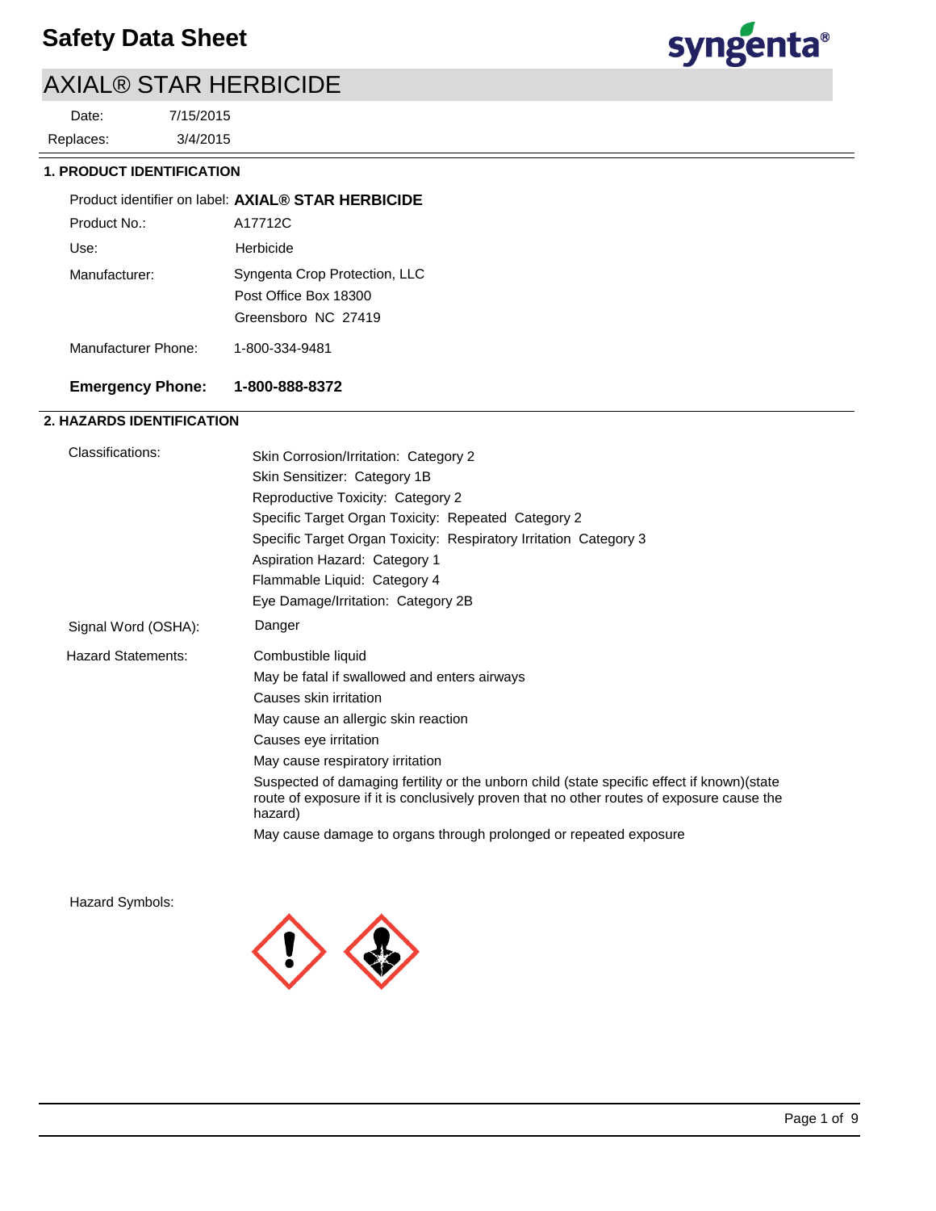# Safety Data Sheet

## AXIAL® STAR HERBICIDE

Date: 7/15/2015

Replaces: 3/4/2015

### 1. PRODUCT IDENTIFICATION

Product identifier on label: **AXIAL® STAR HERBICIDE**

Product No.: A17712C

Use: Herbicide

Manufacturer: Syngenta Crop Protection, LLC
Post Office Box 18300
Greensboro NC 27419

Manufacturer Phone: 1-800-334-9481

**Emergency Phone: 1-800-888-8372**

### 2. HAZARDS IDENTIFICATION

Classifications:

- Skin Corrosion/Irritation: Category 2
- Skin Sensitizer: Category 1B
- Reproductive Toxicity: Category 2
- Specific Target Organ Toxicity: Repeated Category 2
- Specific Target Organ Toxicity: Respiratory Irritation Category 3
- Aspiration Hazard: Category 1
- Flammable Liquid: Category 4
- Eye Damage/Irritation: Category 2B

Signal Word (OSHA): Danger

Hazard Statements:

- Combustible liquid
- May be fatal if swallowed and enters airways
- Causes skin irritation
- May cause an allergic skin reaction
- Causes eye irritation
- May cause respiratory irritation
- Suspected of damaging fertility or the unborn child (state specific effect if known)(state route of exposure if it is conclusively proven that no other routes of exposure cause the hazard)
- May cause damage to organs through prolonged or repeated exposure

Hazard Symbols: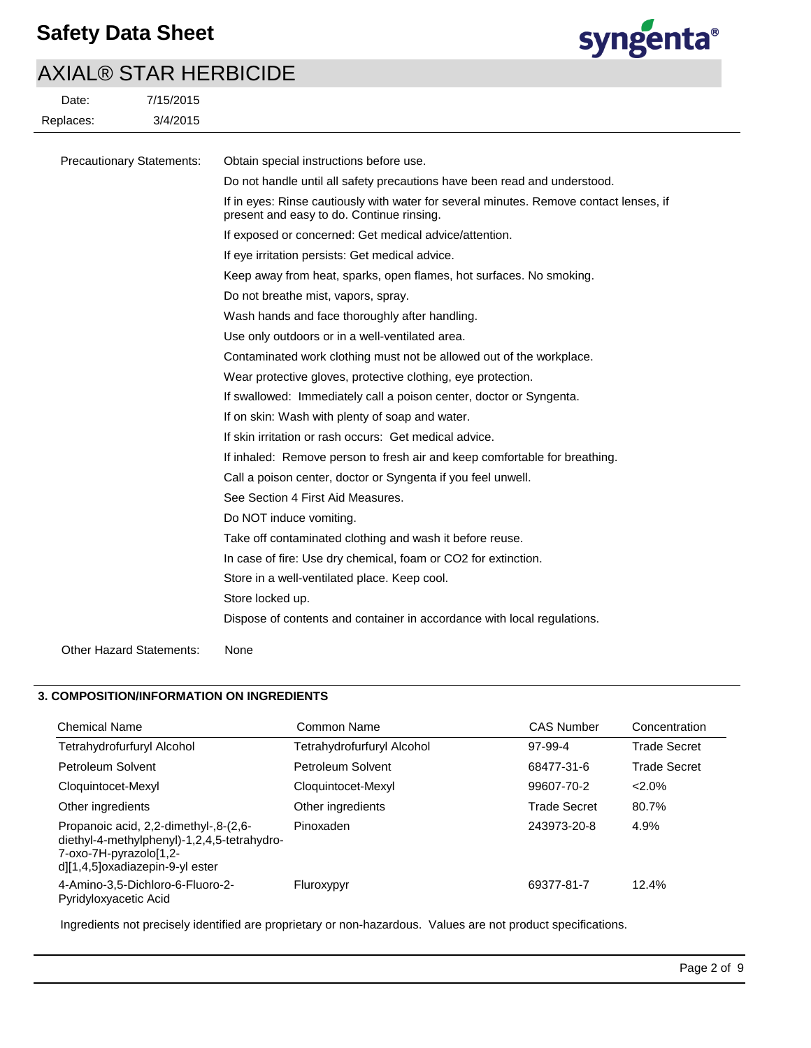Precactionary content follows.

**Precautionary Statements:**

- Obtain special instructions before use.
- Do not handle until all safety precautions have been read and understood.
- If in eyes: Rinse cautiously with water for several minutes. Remove contact lenses, if present and easy to do. Continue rinsing.
- If exposed or concerned: Get medical advice/attention.
- If eye irritation persists: Get medical advice.
- Keep away from heat, sparks, open flames, hot surfaces. No smoking.
- Do not breathe mist, vapors, spray.
- Wash hands and face thoroughly after handling.
- Use only outdoors or in a well-ventilated area.
- Contaminated work clothing must not be allowed out of the workplace.
- Wear protective gloves, protective clothing, eye protection.
- If swallowed: Immediately call a poison center, doctor or Syngenta.
- If on skin: Wash with plenty of soap and water.
- If skin irritation or rash occurs: Get medical advice.
- If inhaled: Remove person to fresh air and keep comfortable for breathing.
- Call a poison center, doctor or Syngenta if you feel unwell.
- See Section 4 First Aid Measures.
- Do NOT induce vomiting.
- Take off contaminated clothing and wash it before reuse.
- In case of fire: Use dry chemical, foam or $CO_2$ for extinction.
- Store in a well-ventilated place. Keep cool.
- Store locked up.
- Dispose of contents and container in accordance with local regulations.

**Other Hazard Statements:** None

## 3. COMPOSITION/INFORMATION ON INGREDIENTS

| Chemical Name | Common Name | CAS Number | Concentration |
|---|---|---|---|
| Tetrahydrofurfuryl Alcohol | Tetrahydrofurfuryl Alcohol | 97-99-4 | Trade Secret |
| Petroleum Solvent | Petroleum Solvent | 68477-31-6 | Trade Secret |
| Cloquintocet-Mexyl | Cloquintocet-Mexyl | 99607-70-2 | <2.0% |
| Other ingredients | Other ingredients | Trade Secret | 80.7% |
| Propanoic acid, 2,2-dimethyl-,8-(2,6-diethyl-4-methylphenyl)-1,2,4,5-tetrahydro-7-oxo-7H-pyrazolo[1,2-d][1,4,5]oxadiazepin-9-yl ester | Pinoxaden | 243973-20-8 | 4.9% |
| 4-Amino-3,5-Dichloro-6-Fluoro-2-Pyridyloxyacetic Acid | Fluroxypyr | 69377-81-7 | 12.4% |

Ingredients not precisely identified are proprietary or non-hazardous. Values are not product specifications.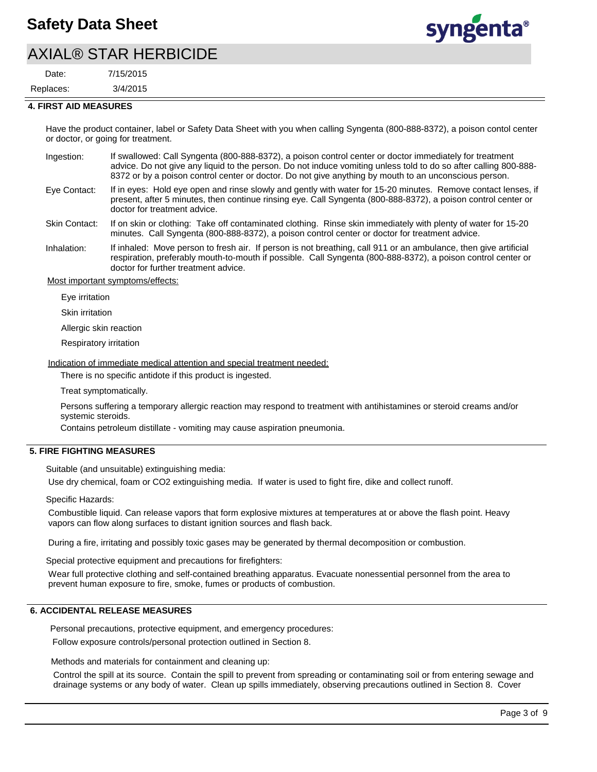## 4. FIRST AID MEASURES

Have the product container, label or Safety Data Sheet with you when calling Syngenta (800-888-8372), a poison contol center or doctor, or going for treatment.

| | |
|---|---|
| Ingestion: | If swallowed: Call Syngenta (800-888-8372), a poison control center or doctor immediately for treatment advice. Do not give any liquid to the person. Do not induce vomiting unless told to do so after calling 800-888-8372 or by a poison control center or doctor. Do not give anything by mouth to an unconscious person. |
| Eye Contact: | If in eyes: Hold eye open and rinse slowly and gently with water for 15-20 minutes. Remove contact lenses, if present, after 5 minutes, then continue rinsing eye. Call Syngenta (800-888-8372), a poison control center or doctor for treatment advice. |
| Skin Contact: | If on skin or clothing: Take off contaminated clothing. Rinse skin immediately with plenty of water for 15-20 minutes. Call Syngenta (800-888-8372), a poison control center or doctor for treatment advice. |
| Inhalation: | If inhaled: Move person to fresh air. If person is not breathing, call 911 or an ambulance, then give artificial respiration, preferably mouth-to-mouth if possible. Call Syngenta (800-888-8372), a poison control center or doctor for further treatment advice. |

Most important symptoms/effects:

Eye irritation

Skin irritation

Allergic skin reaction

Respiratory irritation

Indication of immediate medical attention and special treatment needed:

There is no specific antidote if this product is ingested.

Treat symptomatically.

Persons suffering a temporary allergic reaction may respond to treatment with antihistamines or steroid creams and/or systemic steroids.

Contains petroleum distillate - vomiting may cause aspiration pneumonia.

## 5. FIRE FIGHTING MEASURES

Suitable (and unsuitable) extinguishing media:

Use dry chemical, foam or CO2 extinguishing media. If water is used to fight fire, dike and collect runoff.

Specific Hazards:

Combustible liquid. Can release vapors that form explosive mixtures at temperatures at or above the flash point. Heavy vapors can flow along surfaces to distant ignition sources and flash back.

During a fire, irritating and possibly toxic gases may be generated by thermal decomposition or combustion.

Special protective equipment and precautions for firefighters:

Wear full protective clothing and self-contained breathing apparatus. Evacuate nonessential personnel from the area to prevent human exposure to fire, smoke, fumes or products of combustion.

## 6. ACCIDENTAL RELEASE MEASURES

Personal precautions, protective equipment, and emergency procedures:

Follow exposure controls/personal protection outlined in Section 8.

Methods and materials for containment and cleaning up:

Control the spill at its source. Contain the spill to prevent from spreading or contaminating soil or from entering sewage and drainage systems or any body of water. Clean up spills immediately, observing precautions outlined in Section 8. Cover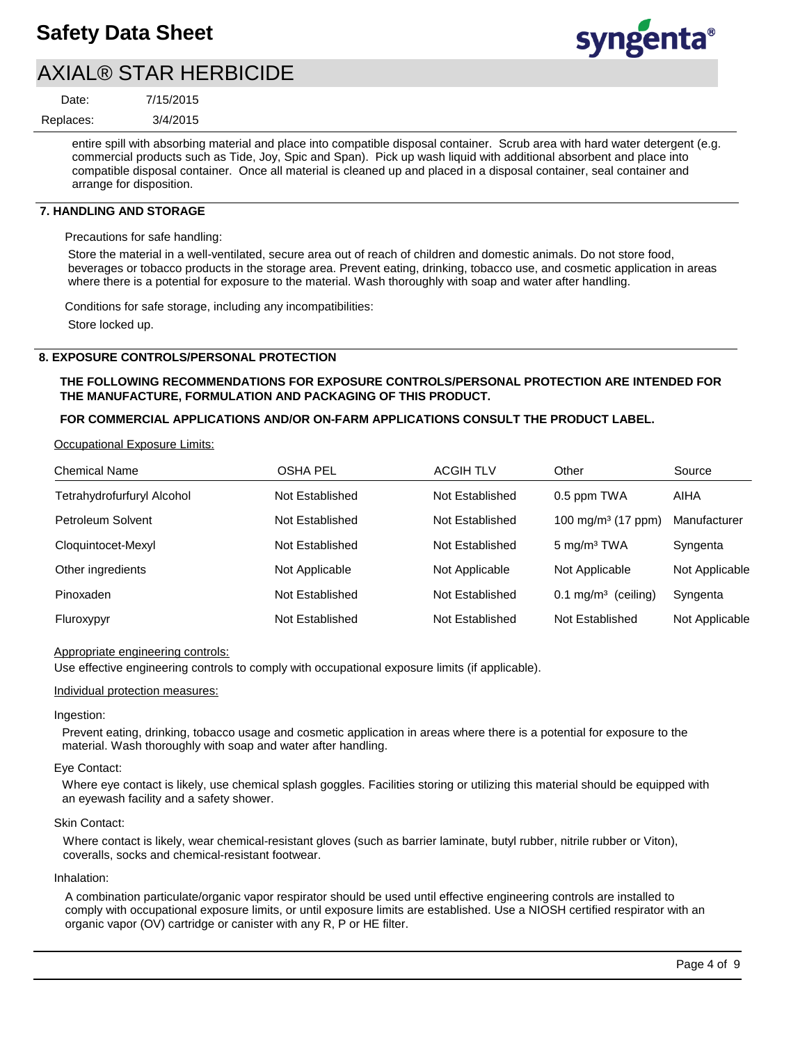entire spill with absorbing material and place into compatible disposal container. Scrub area with hard water detergent (e.g. commercial products such as Tide, Joy, Spic and Span). Pick up wash liquid with additional absorbent and place into compatible disposal container. Once all material is cleaned up and placed in a disposal container, seal container and arrange for disposition.

## 7. HANDLING AND STORAGE

Precautions for safe handling:

Store the material in a well-ventilated, secure area out of reach of children and domestic animals. Do not store food, beverages or tobacco products in the storage area. Prevent eating, drinking, tobacco use, and cosmetic application in areas where there is a potential for exposure to the material. Wash thoroughly with soap and water after handling.

Conditions for safe storage, including any incompatibilities:

Store locked up.

## 8. EXPOSURE CONTROLS/PERSONAL PROTECTION

**THE FOLLOWING RECOMMENDATIONS FOR EXPOSURE CONTROLS/PERSONAL PROTECTION ARE INTENDED FOR THE MANUFACTURE, FORMULATION AND PACKAGING OF THIS PRODUCT.**

**FOR COMMERCIAL APPLICATIONS AND/OR ON-FARM APPLICATIONS CONSULT THE PRODUCT LABEL.**

Occupational Exposure Limits:

| Chemical Name | OSHA PEL | ACGIH TLV | Other | Source |
|---|---|---|---|---|
| Tetrahydrofurfuryl Alcohol | Not Established | Not Established | 0.5 ppm TWA | AIHA |
| Petroleum Solvent | Not Established | Not Established | 100 mg/m³ (17 ppm) | Manufacturer |
| Cloquintocet-Mexyl | Not Established | Not Established | 5 mg/m³ TWA | Syngenta |
| Other ingredients | Not Applicable | Not Applicable | Not Applicable | Not Applicable |
| Pinoxaden | Not Established | Not Established | 0.1 mg/m³ (ceiling) | Syngenta |
| Fluroxypyr | Not Established | Not Established | Not Established | Not Applicable |

Appropriate engineering controls:

Use effective engineering controls to comply with occupational exposure limits (if applicable).

Individual protection measures:

Ingestion:

Prevent eating, drinking, tobacco usage and cosmetic application in areas where there is a potential for exposure to the material. Wash thoroughly with soap and water after handling.

Eye Contact:

Where eye contact is likely, use chemical splash goggles. Facilities storing or utilizing this material should be equipped with an eyewash facility and a safety shower.

Skin Contact:

Where contact is likely, wear chemical-resistant gloves (such as barrier laminate, butyl rubber, nitrile rubber or Viton), coveralls, socks and chemical-resistant footwear.

Inhalation:

A combination particulate/organic vapor respirator should be used until effective engineering controls are installed to comply with occupational exposure limits, or until exposure limits are established. Use a NIOSH certified respirator with an organic vapor (OV) cartridge or canister with any R, P or HE filter.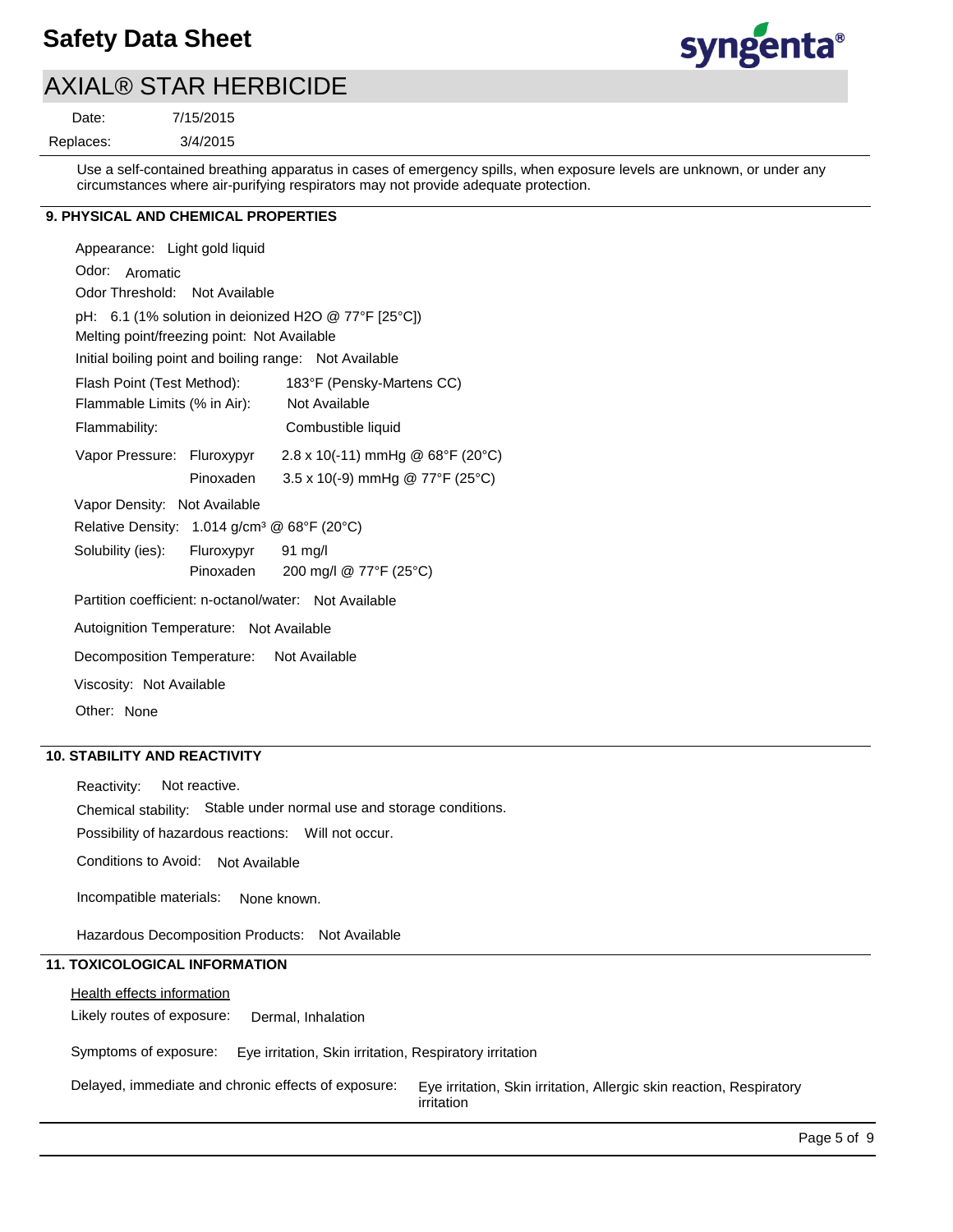Use a self-contained breathing apparatus in cases of emergency spills, when exposure levels are unknown, or under any circumstances where air-purifying respirators may not provide adequate protection.

## 9. PHYSICAL AND CHEMICAL PROPERTIES

Appearance: Light gold liquid

Odor: Aromatic

Odor Threshold: Not Available

pH: 6.1 (1% solution in deionized $H_2O$ @ 77°F [25°C])

Melting point/freezing point: Not Available

Initial boiling point and boiling range: Not Available

Flash Point (Test Method): 183°F (Pensky-Martens CC)

Flammable Limits (% in Air): Not Available

Flammability: Combustible liquid

Vapor Pressure:

| | |
|---|---|
| Fluroxypyr | $2.8 \times 10^{-11}$ mmHg @ 68°F (20°C) |
| Pinoxaden | $3.5 \times 10^{-9}$ mmHg @ 77°F (25°C) |

Vapor Density: Not Available

Relative Density: 1.014 g/cm³ @ 68°F (20°C)

Solubility (ies):

| | |
|---|---|
| Fluroxypyr | 91 mg/l |
| Pinoxaden | 200 mg/l @ 77°F (25°C) |

Partition coefficient: n-octanol/water: Not Available

Autoignition Temperature: Not Available

Decomposition Temperature: Not Available

Viscosity: Not Available

Other: None

## 10. STABILITY AND REACTIVITY

Reactivity: Not reactive.

Chemical stability: Stable under normal use and storage conditions.

Possibility of hazardous reactions: Will not occur.

Conditions to Avoid: Not Available

Incompatible materials: None known.

Hazardous Decomposition Products: Not Available

## 11. TOXICOLOGICAL INFORMATION

Health effects information

Likely routes of exposure: Dermal, Inhalation

Symptoms of exposure: Eye irritation, Skin irritation, Respiratory irritation

Delayed, immediate and chronic effects of exposure: Eye irritation, Skin irritation, Allergic skin reaction, Respiratory irritation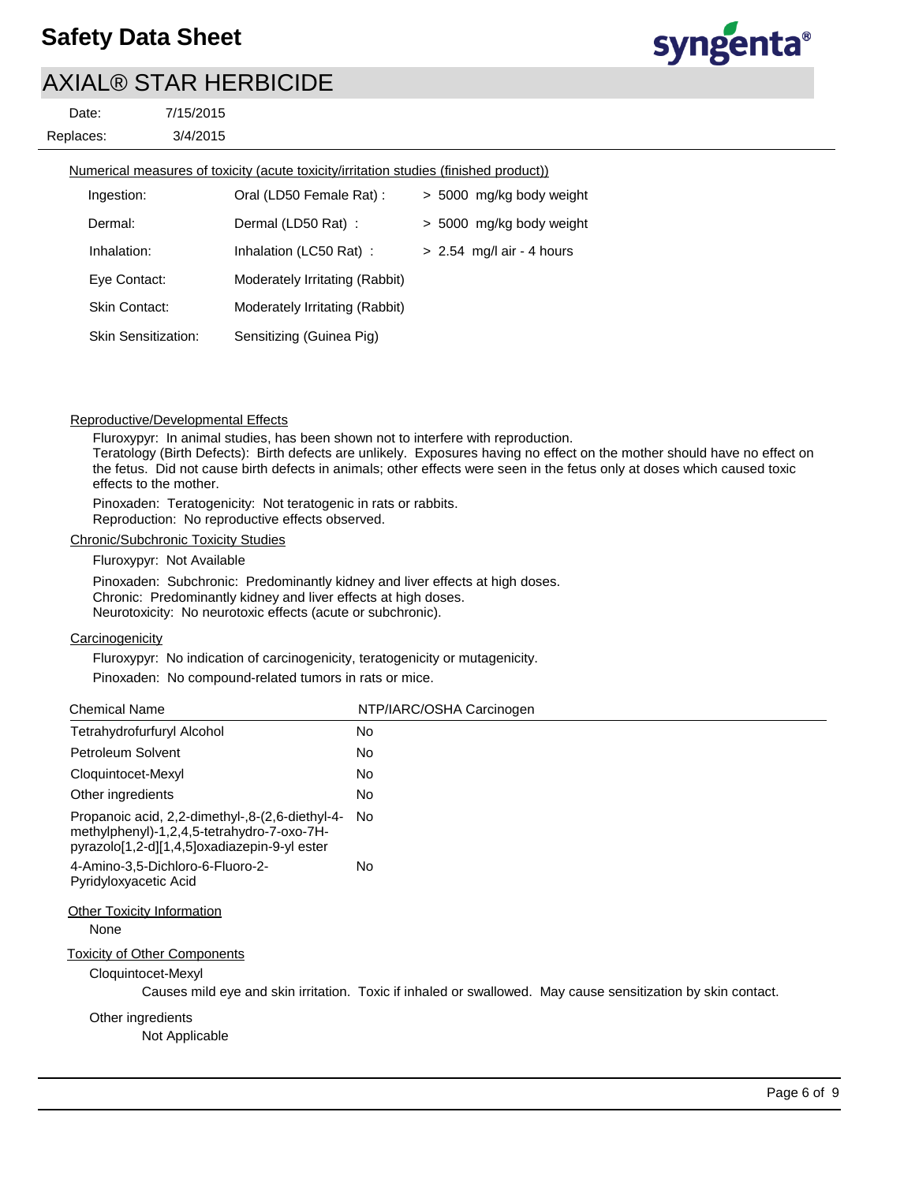Numerical measures of toxicity (acute toxicity/irritation studies (finished product))

| | | |
|---|---|---|
| Ingestion: | Oral (LD50 Female Rat) : | > 5000 mg/kg body weight |
| Dermal: | Dermal (LD50 Rat) : | > 5000 mg/kg body weight |
| Inhalation: | Inhalation (LC50 Rat) : | > 2.54 mg/l air - 4 hours |
| Eye Contact: | Moderately Irritating (Rabbit) | |
| Skin Contact: | Moderately Irritating (Rabbit) | |
| Skin Sensitization: | Sensitizing (Guinea Pig) | |

Reproductive/Developmental Effects

Fluroxypyr: In animal studies, has been shown not to interfere with reproduction.
Teratology (Birth Defects): Birth defects are unlikely. Exposures having no effect on the mother should have no effect on the fetus. Did not cause birth defects in animals; other effects were seen in the fetus only at doses which caused toxic effects to the mother.

Pinoxaden: Teratogenicity: Not teratogenic in rats or rabbits.
Reproduction: No reproductive effects observed.

Chronic/Subchronic Toxicity Studies

Fluroxypyr: Not Available

Pinoxaden: Subchronic: Predominantly kidney and liver effects at high doses.
Chronic: Predominantly kidney and liver effects at high doses.
Neurotoxicity: No neurotoxic effects (acute or subchronic).

Carcinogenicity

Fluroxypyr: No indication of carcinogenicity, teratogenicity or mutagenicity.

Pinoxaden: No compound-related tumors in rats or mice.

| Chemical Name | NTP/IARC/OSHA Carcinogen |
|---|---|
| Tetrahydrofurfuryl Alcohol | No |
| Petroleum Solvent | No |
| Cloquintocet-Mexyl | No |
| Other ingredients | No |
| Propanoic acid, 2,2-dimethyl-,8-(2,6-diethyl-4-methylphenyl)-1,2,4,5-tetrahydro-7-oxo-7H-pyrazolo[1,2-d][1,4,5]oxadiazepin-9-yl ester | No |
| 4-Amino-3,5-Dichloro-6-Fluoro-2-Pyridyloxyacetic Acid | No |

Other Toxicity Information

None

Toxicity of Other Components

Cloquintocet-Mexyl

Causes mild eye and skin irritation. Toxic if inhaled or swallowed. May cause sensitization by skin contact.

Other ingredients

Not Applicable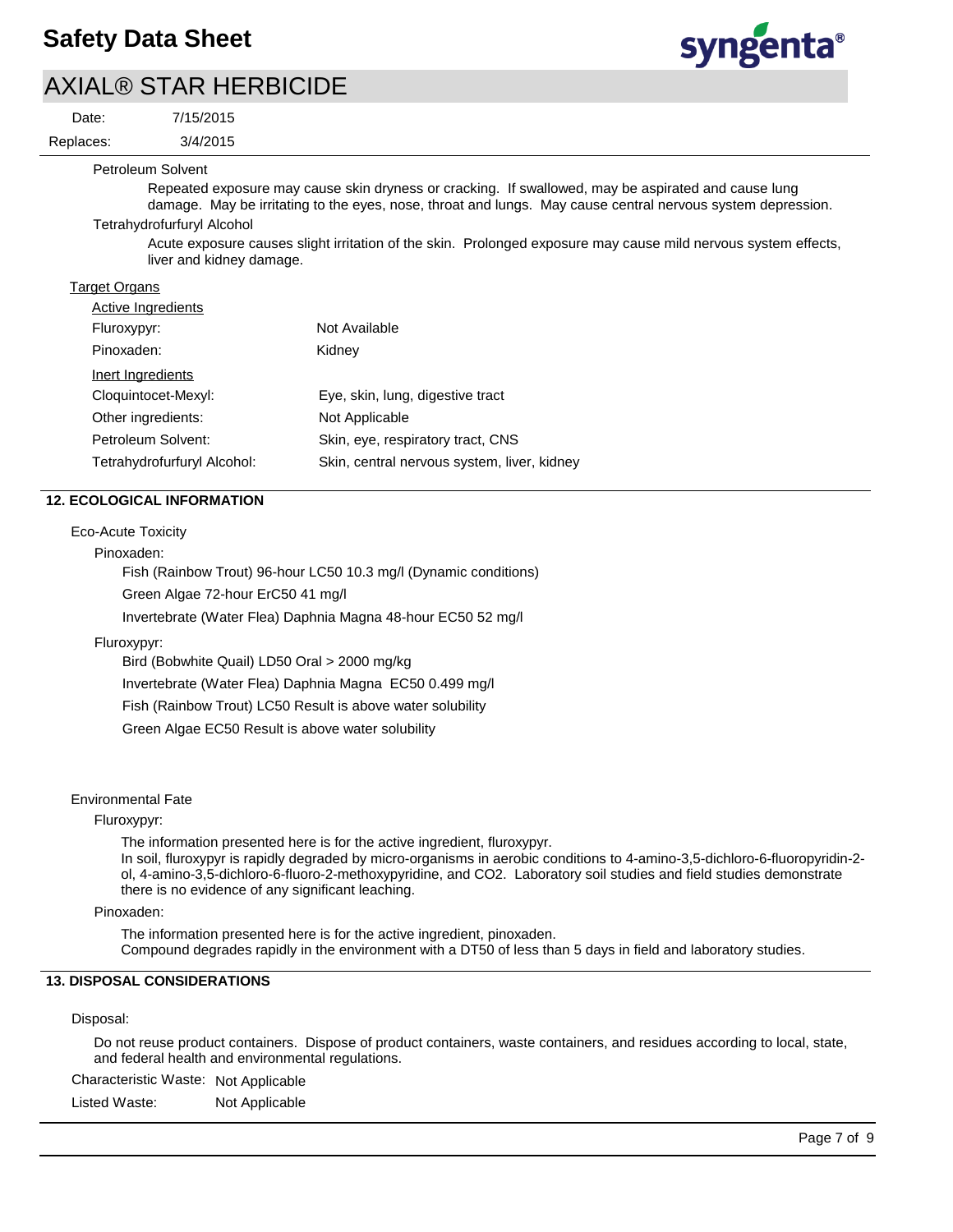Petroleum Solvent

Repeated exposure may cause skin dryness or cracking. If swallowed, may be aspirated and cause lung damage. May be irritating to the eyes, nose, throat and lungs. May cause central nervous system depression.

Tetrahydrofurfuryl Alcohol

Acute exposure causes slight irritation of the skin. Prolonged exposure may cause mild nervous system effects, liver and kidney damage.

Target Organs

Active Ingredients

| | |
|---|---|
| Fluroxypyr: | Not Available |
| Pinoxaden: | Kidney |

Inert Ingredients

| | |
|---|---|
| Cloquintocet-Mexyl: | Eye, skin, lung, digestive tract |
| Other ingredients: | Not Applicable |
| Petroleum Solvent: | Skin, eye, respiratory tract, CNS |
| Tetrahydrofurfuryl Alcohol: | Skin, central nervous system, liver, kidney |

## 12. ECOLOGICAL INFORMATION

Eco-Acute Toxicity

Pinoxaden:

Fish (Rainbow Trout) 96-hour LC50 10.3 mg/l (Dynamic conditions)

Green Algae 72-hour ErC50 41 mg/l

Invertebrate (Water Flea) Daphnia Magna 48-hour EC50 52 mg/l

Fluroxypyr:

Bird (Bobwhite Quail) LD50 Oral > 2000 mg/kg

Invertebrate (Water Flea) Daphnia Magna EC50 0.499 mg/l

Fish (Rainbow Trout) LC50 Result is above water solubility

Green Algae EC50 Result is above water solubility

Environmental Fate

Fluroxypyr:

The information presented here is for the active ingredient, fluroxypyr.
In soil, fluroxypyr is rapidly degraded by micro-organisms in aerobic conditions to 4-amino-3,5-dichloro-6-fluoropyridin-2-ol, 4-amino-3,5-dichloro-6-fluoro-2-methoxypyridine, and $CO_2$. Laboratory soil studies and field studies demonstrate there is no evidence of any significant leaching.

Pinoxaden:

The information presented here is for the active ingredient, pinoxaden.
Compound degrades rapidly in the environment with a DT50 of less than 5 days in field and laboratory studies.

## 13. DISPOSAL CONSIDERATIONS

Disposal:

Do not reuse product containers. Dispose of product containers, waste containers, and residues according to local, state, and federal health and environmental regulations.

Characteristic Waste: Not Applicable

Listed Waste: Not Applicable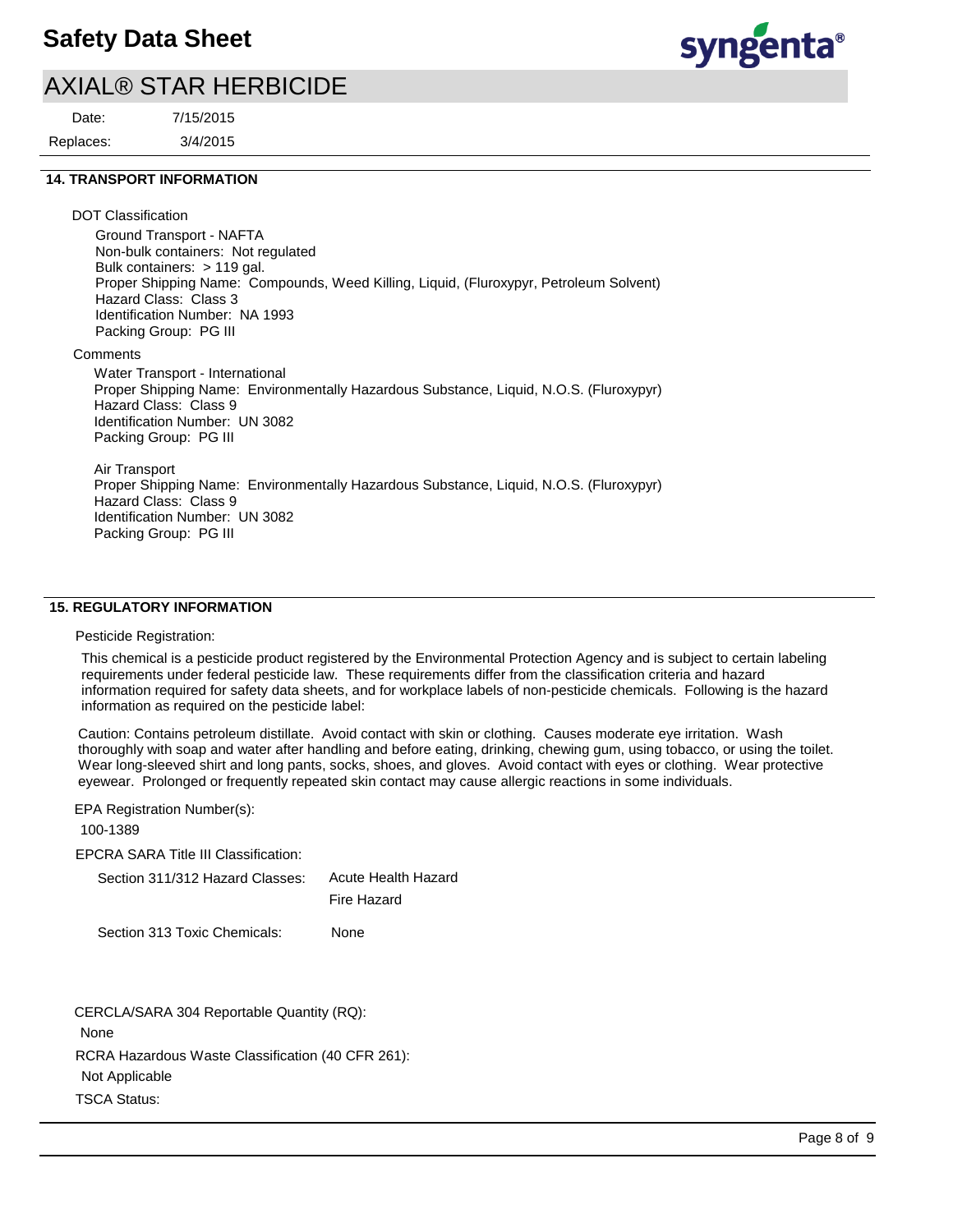## 14. TRANSPORT INFORMATION

DOT Classification

Ground Transport - NAFTA
Non-bulk containers: Not regulated
Bulk containers: > 119 gal.
Proper Shipping Name: Compounds, Weed Killing, Liquid, (Fluroxypyr, Petroleum Solvent)
Hazard Class: Class 3
Identification Number: NA 1993
Packing Group: PG III

Comments

Water Transport - International
Proper Shipping Name: Environmentally Hazardous Substance, Liquid, N.O.S. (Fluroxypyr)
Hazard Class: Class 9
Identification Number: UN 3082
Packing Group: PG III

Air Transport
Proper Shipping Name: Environmentally Hazardous Substance, Liquid, N.O.S. (Fluroxypyr)
Hazard Class: Class 9
Identification Number: UN 3082
Packing Group: PG III

## 15. REGULATORY INFORMATION

Pesticide Registration:

This chemical is a pesticide product registered by the Environmental Protection Agency and is subject to certain labeling requirements under federal pesticide law. These requirements differ from the classification criteria and hazard information required for safety data sheets, and for workplace labels of non-pesticide chemicals. Following is the hazard information as required on the pesticide label:

Caution: Contains petroleum distillate. Avoid contact with skin or clothing. Causes moderate eye irritation. Wash thoroughly with soap and water after handling and before eating, drinking, chewing gum, using tobacco, or using the toilet. Wear long-sleeved shirt and long pants, socks, shoes, and gloves. Avoid contact with eyes or clothing. Wear protective eyewear. Prolonged or frequently repeated skin contact may cause allergic reactions in some individuals.

EPA Registration Number(s):

100-1389

EPCRA SARA Title III Classification:

Section 311/312 Hazard Classes: Acute Health Hazard
Fire Hazard

Section 313 Toxic Chemicals: None

CERCLA/SARA 304 Reportable Quantity (RQ):

None

RCRA Hazardous Waste Classification (40 CFR 261):

Not Applicable

TSCA Status: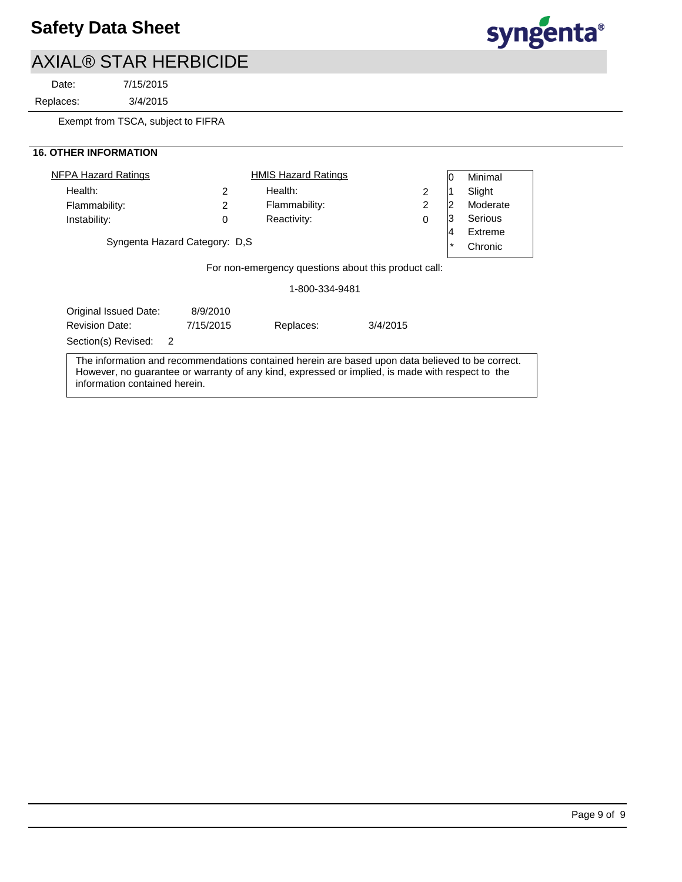Exempt from TSCA, subject to FIFRA

## 16. OTHER INFORMATION

| NFPA Hazard Ratings | | HMIS Hazard Ratings | | | |
|---|---|---|---|---|---|
| Health: | 2 | Health: | 2 | 0 | Minimal |
| Flammability: | 2 | Flammability: | 2 | 1 | Slight |
| Instability: | 0 | Reactivity: | 0 | 2 | Moderate |
| | | | | 3 | Serious |
| | | | | 4 | Extreme |
| | | | | * | Chronic |

Syngenta Hazard Category: D,S

For non-emergency questions about this product call:

1-800-334-9481

Original Issued Date: 8/9/2010

Revision Date: 7/15/2015 Replaces: 3/4/2015

Section(s) Revised: 2

The information and recommendations contained herein are based upon data believed to be correct. However, no guarantee or warranty of any kind, expressed or implied, is made with respect to the information contained herein.